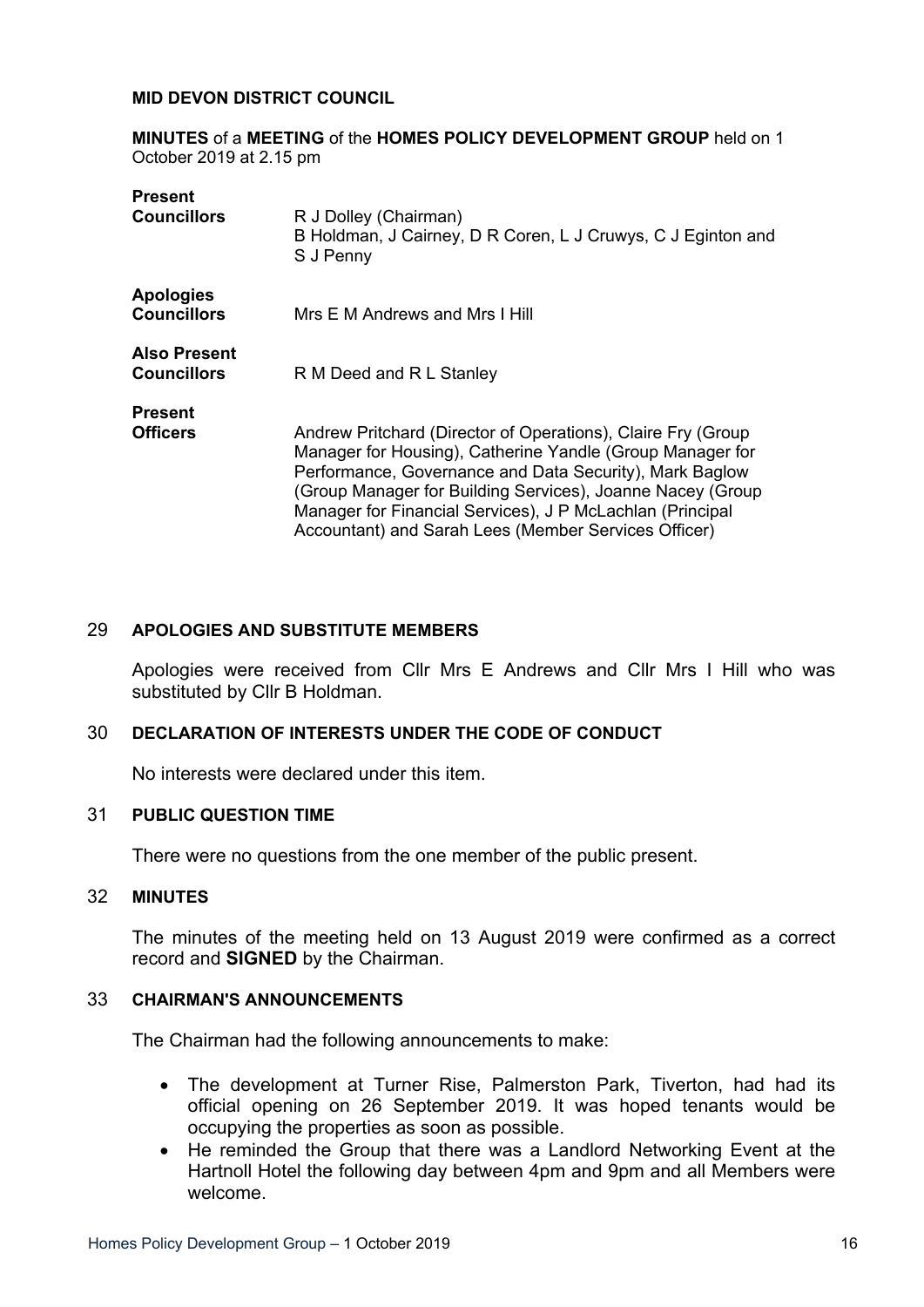**MID DEVON DISTRICT COUNCIL**

**MINUTES** of a **MEETING** of the **HOMES POLICY DEVELOPMENT GROUP** held on 1 October 2019 at 2.15 pm

| | |
|---|---|
| **Present Councillors** | R J Dolley (Chairman) B Holdman, J Cairney, D R Coren, L J Cruwys, C J Eginton and S J Penny |
| **Apologies Councillors** | Mrs E M Andrews and Mrs I Hill |
| **Also Present Councillors** | R M Deed and R L Stanley |
| **Present Officers** | Andrew Pritchard (Director of Operations), Claire Fry (Group Manager for Housing), Catherine Yandle (Group Manager for Performance, Governance and Data Security), Mark Baglow (Group Manager for Building Services), Joanne Nacey (Group Manager for Financial Services), J P McLachlan (Principal Accountant) and Sarah Lees (Member Services Officer) |

## 29 APOLOGIES AND SUBSTITUTE MEMBERS

Apologies were received from Cllr Mrs E Andrews and Cllr Mrs I Hill who was substituted by Cllr B Holdman.

## 30 DECLARATION OF INTERESTS UNDER THE CODE OF CONDUCT

No interests were declared under this item.

## 31 PUBLIC QUESTION TIME

There were no questions from the one member of the public present.

## 32 MINUTES

The minutes of the meeting held on 13 August 2019 were confirmed as a correct record and **SIGNED** by the Chairman.

## 33 CHAIRMAN'S ANNOUNCEMENTS

The Chairman had the following announcements to make:

- The development at Turner Rise, Palmerston Park, Tiverton, had had its official opening on 26 September 2019. It was hoped tenants would be occupying the properties as soon as possible.
- He reminded the Group that there was a Landlord Networking Event at the Hartnoll Hotel the following day between 4pm and 9pm and all Members were welcome.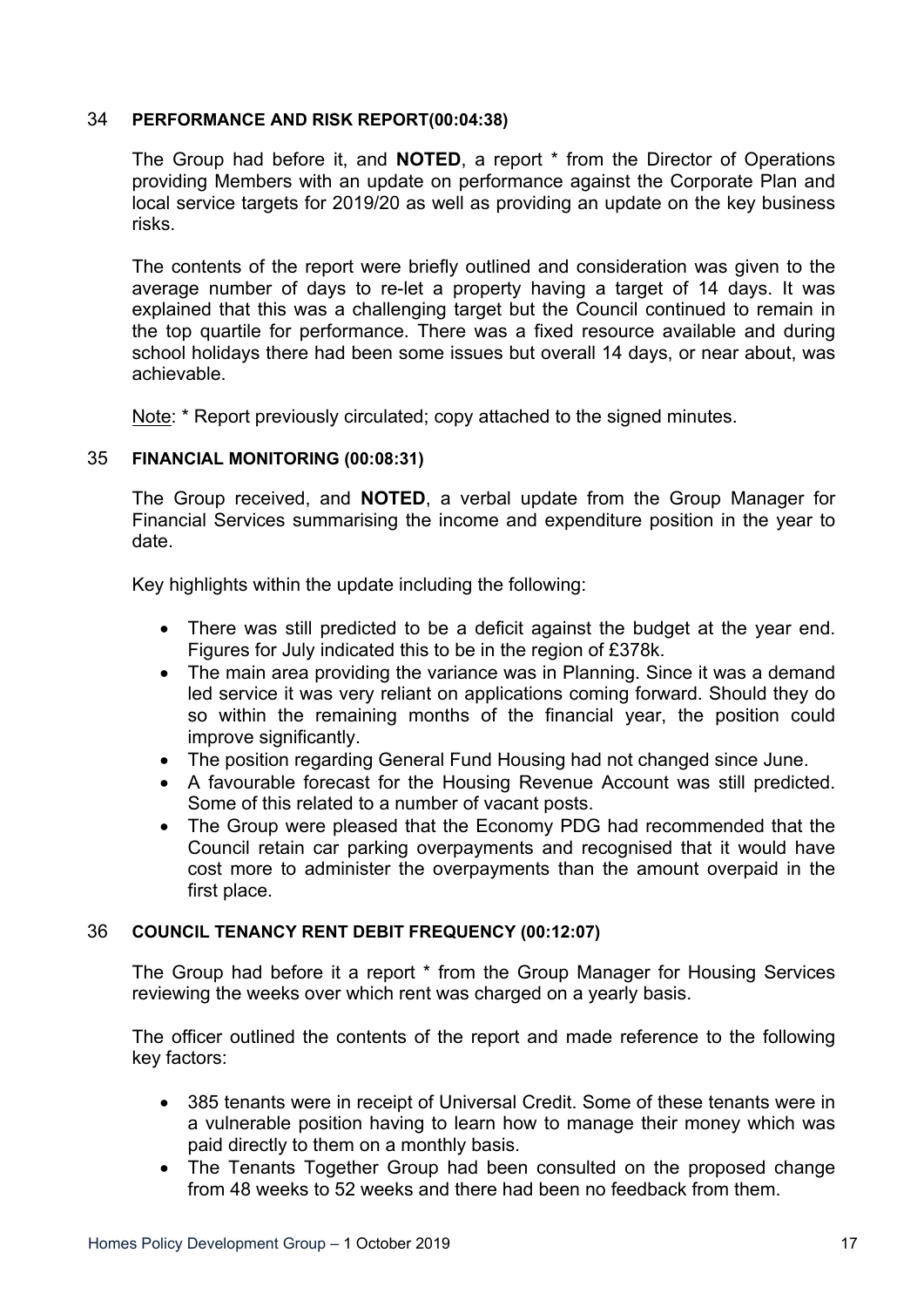### 34 PERFORMANCE AND RISK REPORT(00:04:38)

The Group had before it, and **NOTED**, a report * from the Director of Operations providing Members with an update on performance against the Corporate Plan and local service targets for 2019/20 as well as providing an update on the key business risks.

The contents of the report were briefly outlined and consideration was given to the average number of days to re-let a property having a target of 14 days. It was explained that this was a challenging target but the Council continued to remain in the top quartile for performance. There was a fixed resource available and during school holidays there had been some issues but overall 14 days, or near about, was achievable.

Note: * Report previously circulated; copy attached to the signed minutes.

### 35 FINANCIAL MONITORING (00:08:31)

The Group received, and **NOTED**, a verbal update from the Group Manager for Financial Services summarising the income and expenditure position in the year to date.

Key highlights within the update including the following:

- There was still predicted to be a deficit against the budget at the year end. Figures for July indicated this to be in the region of £378k.
- The main area providing the variance was in Planning. Since it was a demand led service it was very reliant on applications coming forward. Should they do so within the remaining months of the financial year, the position could improve significantly.
- The position regarding General Fund Housing had not changed since June.
- A favourable forecast for the Housing Revenue Account was still predicted. Some of this related to a number of vacant posts.
- The Group were pleased that the Economy PDG had recommended that the Council retain car parking overpayments and recognised that it would have cost more to administer the overpayments than the amount overpaid in the first place.

### 36 COUNCIL TENANCY RENT DEBIT FREQUENCY (00:12:07)

The Group had before it a report * from the Group Manager for Housing Services reviewing the weeks over which rent was charged on a yearly basis.

The officer outlined the contents of the report and made reference to the following key factors:

- 385 tenants were in receipt of Universal Credit. Some of these tenants were in a vulnerable position having to learn how to manage their money which was paid directly to them on a monthly basis.
- The Tenants Together Group had been consulted on the proposed change from 48 weeks to 52 weeks and there had been no feedback from them.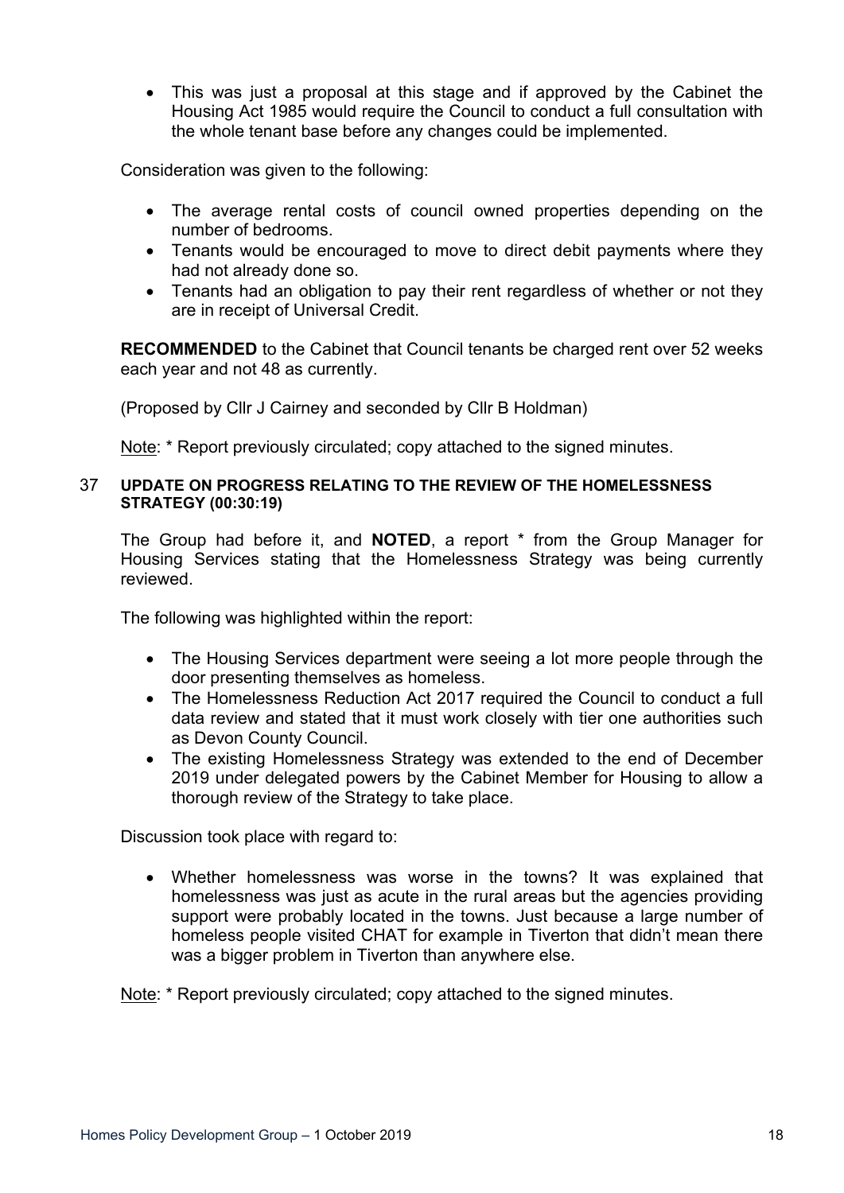- This was just a proposal at this stage and if approved by the Cabinet the Housing Act 1985 would require the Council to conduct a full consultation with the whole tenant base before any changes could be implemented.

Consideration was given to the following:

- The average rental costs of council owned properties depending on the number of bedrooms.
- Tenants would be encouraged to move to direct debit payments where they had not already done so.
- Tenants had an obligation to pay their rent regardless of whether or not they are in receipt of Universal Credit.

**RECOMMENDED** to the Cabinet that Council tenants be charged rent over 52 weeks each year and not 48 as currently.

(Proposed by Cllr J Cairney and seconded by Cllr B Holdman)

Note: * Report previously circulated; copy attached to the signed minutes.

### 37 UPDATE ON PROGRESS RELATING TO THE REVIEW OF THE HOMELESSNESS STRATEGY (00:30:19)

The Group had before it, and **NOTED**, a report * from the Group Manager for Housing Services stating that the Homelessness Strategy was being currently reviewed.

The following was highlighted within the report:

- The Housing Services department were seeing a lot more people through the door presenting themselves as homeless.
- The Homelessness Reduction Act 2017 required the Council to conduct a full data review and stated that it must work closely with tier one authorities such as Devon County Council.
- The existing Homelessness Strategy was extended to the end of December 2019 under delegated powers by the Cabinet Member for Housing to allow a thorough review of the Strategy to take place.

Discussion took place with regard to:

- Whether homelessness was worse in the towns? It was explained that homelessness was just as acute in the rural areas but the agencies providing support were probably located in the towns. Just because a large number of homeless people visited CHAT for example in Tiverton that didn't mean there was a bigger problem in Tiverton than anywhere else.

Note: * Report previously circulated; copy attached to the signed minutes.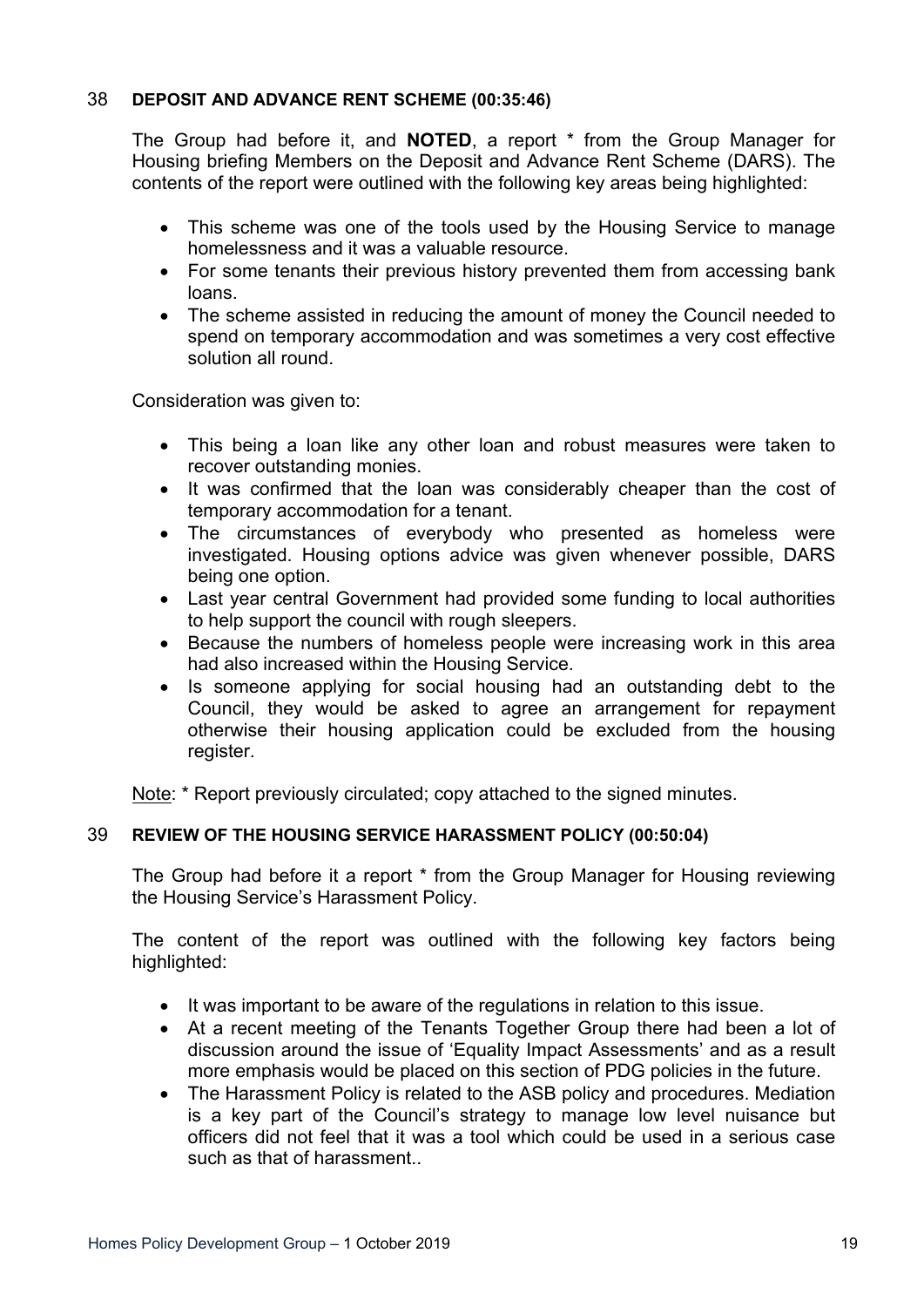### 38 DEPOSIT AND ADVANCE RENT SCHEME (00:35:46)

The Group had before it, and **NOTED**, a report * from the Group Manager for Housing briefing Members on the Deposit and Advance Rent Scheme (DARS). The contents of the report were outlined with the following key areas being highlighted:

- This scheme was one of the tools used by the Housing Service to manage homelessness and it was a valuable resource.
- For some tenants their previous history prevented them from accessing bank loans.
- The scheme assisted in reducing the amount of money the Council needed to spend on temporary accommodation and was sometimes a very cost effective solution all round.

Consideration was given to:

- This being a loan like any other loan and robust measures were taken to recover outstanding monies.
- It was confirmed that the loan was considerably cheaper than the cost of temporary accommodation for a tenant.
- The circumstances of everybody who presented as homeless were investigated. Housing options advice was given whenever possible, DARS being one option.
- Last year central Government had provided some funding to local authorities to help support the council with rough sleepers.
- Because the numbers of homeless people were increasing work in this area had also increased within the Housing Service.
- Is someone applying for social housing had an outstanding debt to the Council, they would be asked to agree an arrangement for repayment otherwise their housing application could be excluded from the housing register.

Note: * Report previously circulated; copy attached to the signed minutes.

### 39 REVIEW OF THE HOUSING SERVICE HARASSMENT POLICY (00:50:04)

The Group had before it a report * from the Group Manager for Housing reviewing the Housing Service's Harassment Policy.

The content of the report was outlined with the following key factors being highlighted:

- It was important to be aware of the regulations in relation to this issue.
- At a recent meeting of the Tenants Together Group there had been a lot of discussion around the issue of 'Equality Impact Assessments' and as a result more emphasis would be placed on this section of PDG policies in the future.
- The Harassment Policy is related to the ASB policy and procedures. Mediation is a key part of the Council's strategy to manage low level nuisance but officers did not feel that it was a tool which could be used in a serious case such as that of harassment..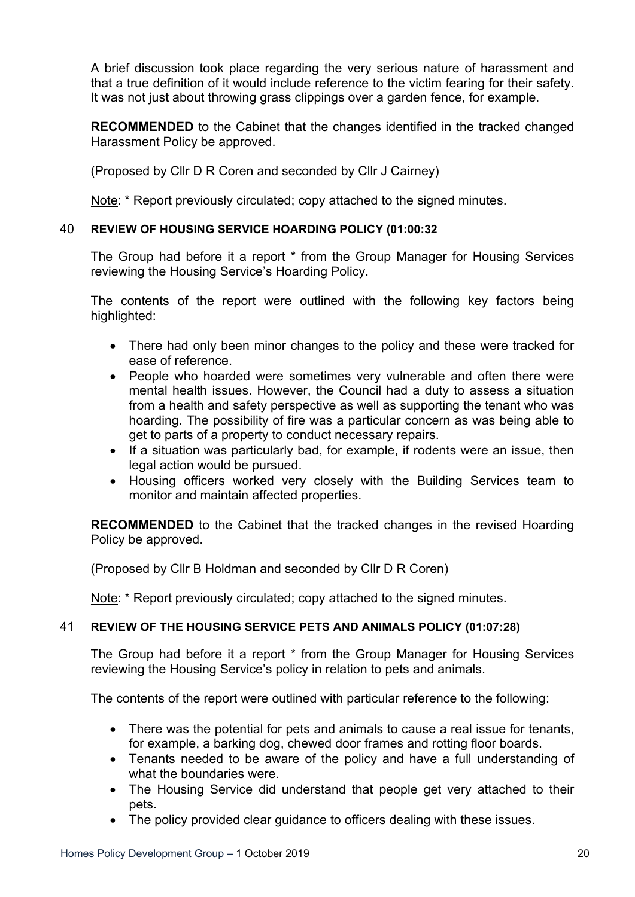A brief discussion took place regarding the very serious nature of harassment and that a true definition of it would include reference to the victim fearing for their safety. It was not just about throwing grass clippings over a garden fence, for example.

**RECOMMENDED** to the Cabinet that the changes identified in the tracked changed Harassment Policy be approved.

(Proposed by Cllr D R Coren and seconded by Cllr J Cairney)

Note: * Report previously circulated; copy attached to the signed minutes.

### 40 REVIEW OF HOUSING SERVICE HOARDING POLICY (01:00:32

The Group had before it a report * from the Group Manager for Housing Services reviewing the Housing Service's Hoarding Policy.

The contents of the report were outlined with the following key factors being highlighted:

- There had only been minor changes to the policy and these were tracked for ease of reference.
- People who hoarded were sometimes very vulnerable and often there were mental health issues. However, the Council had a duty to assess a situation from a health and safety perspective as well as supporting the tenant who was hoarding. The possibility of fire was a particular concern as was being able to get to parts of a property to conduct necessary repairs.
- If a situation was particularly bad, for example, if rodents were an issue, then legal action would be pursued.
- Housing officers worked very closely with the Building Services team to monitor and maintain affected properties.

**RECOMMENDED** to the Cabinet that the tracked changes in the revised Hoarding Policy be approved.

(Proposed by Cllr B Holdman and seconded by Cllr D R Coren)

Note: * Report previously circulated; copy attached to the signed minutes.

### 41 REVIEW OF THE HOUSING SERVICE PETS AND ANIMALS POLICY (01:07:28)

The Group had before it a report * from the Group Manager for Housing Services reviewing the Housing Service's policy in relation to pets and animals.

The contents of the report were outlined with particular reference to the following:

- There was the potential for pets and animals to cause a real issue for tenants, for example, a barking dog, chewed door frames and rotting floor boards.
- Tenants needed to be aware of the policy and have a full understanding of what the boundaries were.
- The Housing Service did understand that people get very attached to their pets.
- The policy provided clear guidance to officers dealing with these issues.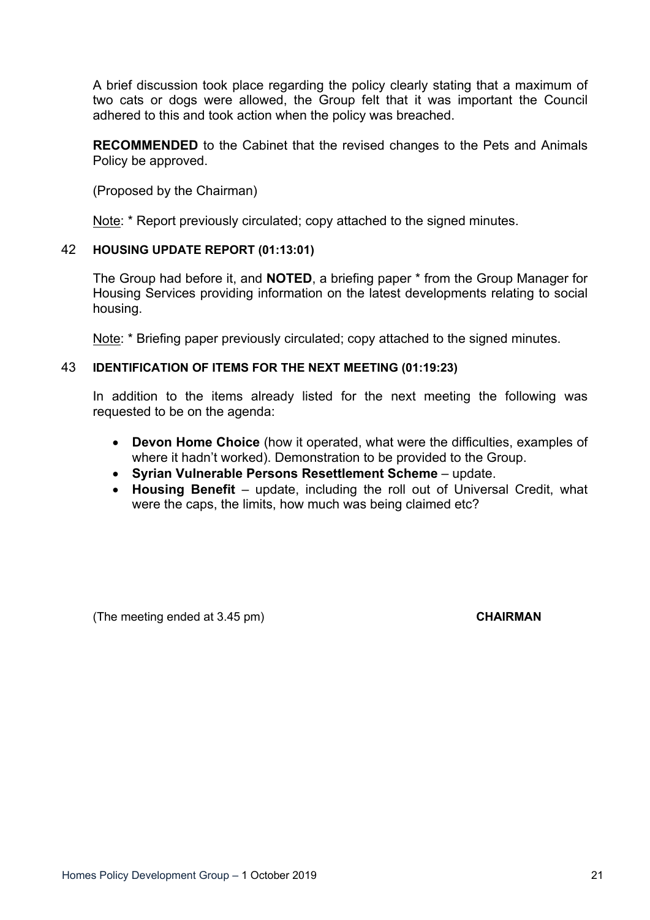A brief discussion took place regarding the policy clearly stating that a maximum of two cats or dogs were allowed, the Group felt that it was important the Council adhered to this and took action when the policy was breached.

**RECOMMENDED** to the Cabinet that the revised changes to the Pets and Animals Policy be approved.

(Proposed by the Chairman)

Note: * Report previously circulated; copy attached to the signed minutes.

### 42 HOUSING UPDATE REPORT (01:13:01)

The Group had before it, and **NOTED**, a briefing paper * from the Group Manager for Housing Services providing information on the latest developments relating to social housing.

Note: * Briefing paper previously circulated; copy attached to the signed minutes.

### 43 IDENTIFICATION OF ITEMS FOR THE NEXT MEETING (01:19:23)

In addition to the items already listed for the next meeting the following was requested to be on the agenda:

- **Devon Home Choice** (how it operated, what were the difficulties, examples of where it hadn't worked). Demonstration to be provided to the Group.
- **Syrian Vulnerable Persons Resettlement Scheme** – update.
- **Housing Benefit** – update, including the roll out of Universal Credit, what were the caps, the limits, how much was being claimed etc?

(The meeting ended at 3.45 pm) **CHAIRMAN**